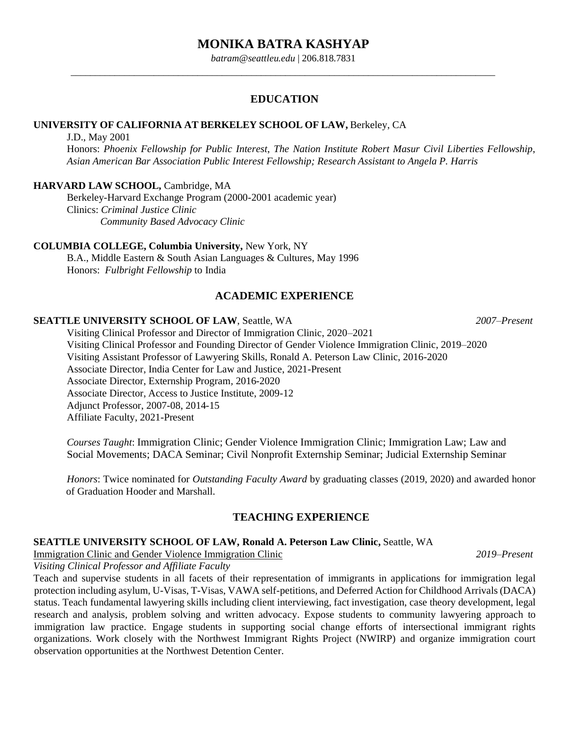# MONIKA BATRA KASHYAP

*batram@seattleu.edu* | 206.818.7831

## EDUCATION

**UNIVERSITY OF CALIFORNIA AT BERKELEY SCHOOL OF LAW,** Berkeley, CA

J.D., May 2001

Honors: *Phoenix Fellowship for Public Interest*, *The Nation Institute Robert Masur Civil Liberties Fellowship*, *Asian American Bar Association Public Interest Fellowship; Research Assistant to Angela P. Harris*

**HARVARD LAW SCHOOL,** Cambridge, MA

Berkeley-Harvard Exchange Program (2000-2001 academic year)

Clinics: *Criminal Justice Clinic*
*Community Based Advocacy Clinic*

**COLUMBIA COLLEGE, Columbia University,** New York, NY

B.A., Middle Eastern & South Asian Languages & Cultures, May 1996

Honors: *Fulbright Fellowship* to India

## ACADEMIC EXPERIENCE

**SEATTLE UNIVERSITY SCHOOL OF LAW**, Seattle, WA — *2007–Present*

Visiting Clinical Professor and Director of Immigration Clinic, 2020–2021
Visiting Clinical Professor and Founding Director of Gender Violence Immigration Clinic, 2019–2020
Visiting Assistant Professor of Lawyering Skills, Ronald A. Peterson Law Clinic, 2016-2020
Associate Director, India Center for Law and Justice, 2021-Present
Associate Director, Externship Program, 2016-2020
Associate Director, Access to Justice Institute, 2009-12
Adjunct Professor, 2007-08, 2014-15
Affiliate Faculty, 2021-Present

*Courses Taught*: Immigration Clinic; Gender Violence Immigration Clinic; Immigration Law; Law and Social Movements; DACA Seminar; Civil Nonprofit Externship Seminar; Judicial Externship Seminar

*Honors*: Twice nominated for *Outstanding Faculty Award* by graduating classes (2019, 2020) and awarded honor of Graduation Hooder and Marshall.

## TEACHING EXPERIENCE

**SEATTLE UNIVERSITY SCHOOL OF LAW, Ronald A. Peterson Law Clinic,** Seattle, WA

Immigration Clinic and Gender Violence Immigration Clinic — *2019–Present*

*Visiting Clinical Professor and Affiliate Faculty*

Teach and supervise students in all facets of their representation of immigrants in applications for immigration legal protection including asylum, U-Visas, T-Visas, VAWA self-petitions, and Deferred Action for Childhood Arrivals (DACA) status. Teach fundamental lawyering skills including client interviewing, fact investigation, case theory development, legal research and analysis, problem solving and written advocacy. Expose students to community lawyering approach to immigration law practice. Engage students in supporting social change efforts of intersectional immigrant rights organizations. Work closely with the Northwest Immigrant Rights Project (NWIRP) and organize immigration court observation opportunities at the Northwest Detention Center.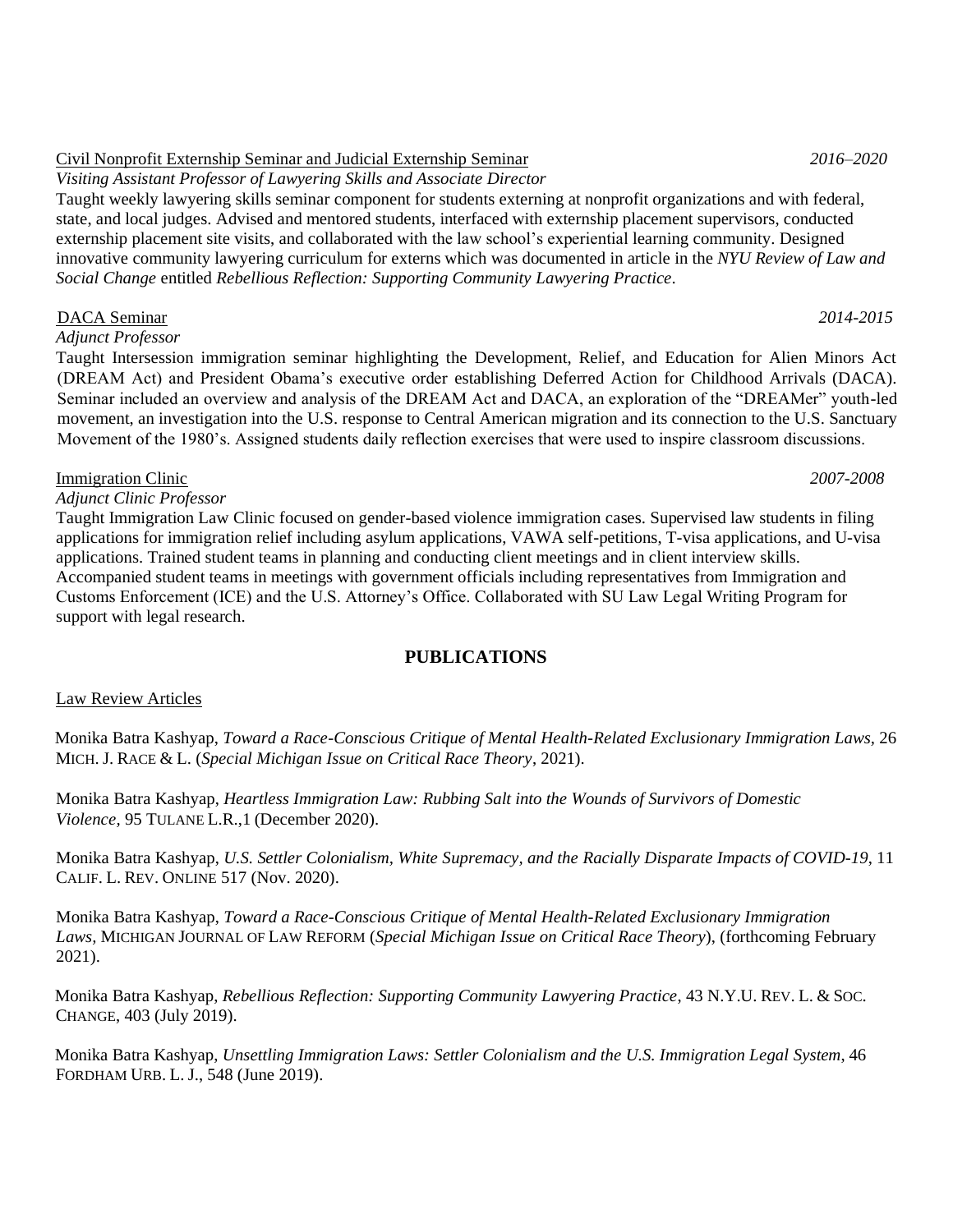<u>Civil Nonprofit Externship Seminar and Judicial Externship Seminar</u> *2016–2020*
*Visiting Assistant Professor of Lawyering Skills and Associate Director*
Taught weekly lawyering skills seminar component for students externing at nonprofit organizations and with federal, state, and local judges. Advised and mentored students, interfaced with externship placement supervisors, conducted externship placement site visits, and collaborated with the law school's experiential learning community. Designed innovative community lawyering curriculum for externs which was documented in article in the *NYU Review of Law and Social Change* entitled *Rebellious Reflection: Supporting Community Lawyering Practice*.

<u>DACA Seminar</u> *2014-2015*
*Adjunct Professor*
Taught Intersession immigration seminar highlighting the Development, Relief, and Education for Alien Minors Act (DREAM Act) and President Obama's executive order establishing Deferred Action for Childhood Arrivals (DACA). Seminar included an overview and analysis of the DREAM Act and DACA, an exploration of the "DREAMer" youth-led movement, an investigation into the U.S. response to Central American migration and its connection to the U.S. Sanctuary Movement of the 1980's. Assigned students daily reflection exercises that were used to inspire classroom discussions.

<u>Immigration Clinic</u> *2007-2008*
*Adjunct Clinic Professor*
Taught Immigration Law Clinic focused on gender-based violence immigration cases. Supervised law students in filing applications for immigration relief including asylum applications, VAWA self-petitions, T-visa applications, and U-visa applications. Trained student teams in planning and conducting client meetings and in client interview skills. Accompanied student teams in meetings with government officials including representatives from Immigration and Customs Enforcement (ICE) and the U.S. Attorney's Office. Collaborated with SU Law Legal Writing Program for support with legal research.

## PUBLICATIONS

<u>Law Review Articles</u>

Monika Batra Kashyap, *Toward a Race-Conscious Critique of Mental Health-Related Exclusionary Immigration Laws,* 26 MICH. J. RACE & L. (*Special Michigan Issue on Critical Race Theory*, 2021).

Monika Batra Kashyap, *Heartless Immigration Law: Rubbing Salt into the Wounds of Survivors of Domestic Violence,* 95 TULANE L.R.,1 (December 2020).

Monika Batra Kashyap, *U.S. Settler Colonialism, White Supremacy, and the Racially Disparate Impacts of COVID-19*, 11 CALIF. L. REV. ONLINE 517 (Nov. 2020).

Monika Batra Kashyap, *Toward a Race-Conscious Critique of Mental Health-Related Exclusionary Immigration Laws,* MICHIGAN JOURNAL OF LAW REFORM (*Special Michigan Issue on Critical Race Theory*), (forthcoming February 2021).

Monika Batra Kashyap, *Rebellious Reflection: Supporting Community Lawyering Practice*, 43 N.Y.U. REV. L. & SOC. CHANGE, 403 (July 2019).

Monika Batra Kashyap, *Unsettling Immigration Laws: Settler Colonialism and the U.S. Immigration Legal System*, 46 FORDHAM URB. L. J., 548 (June 2019).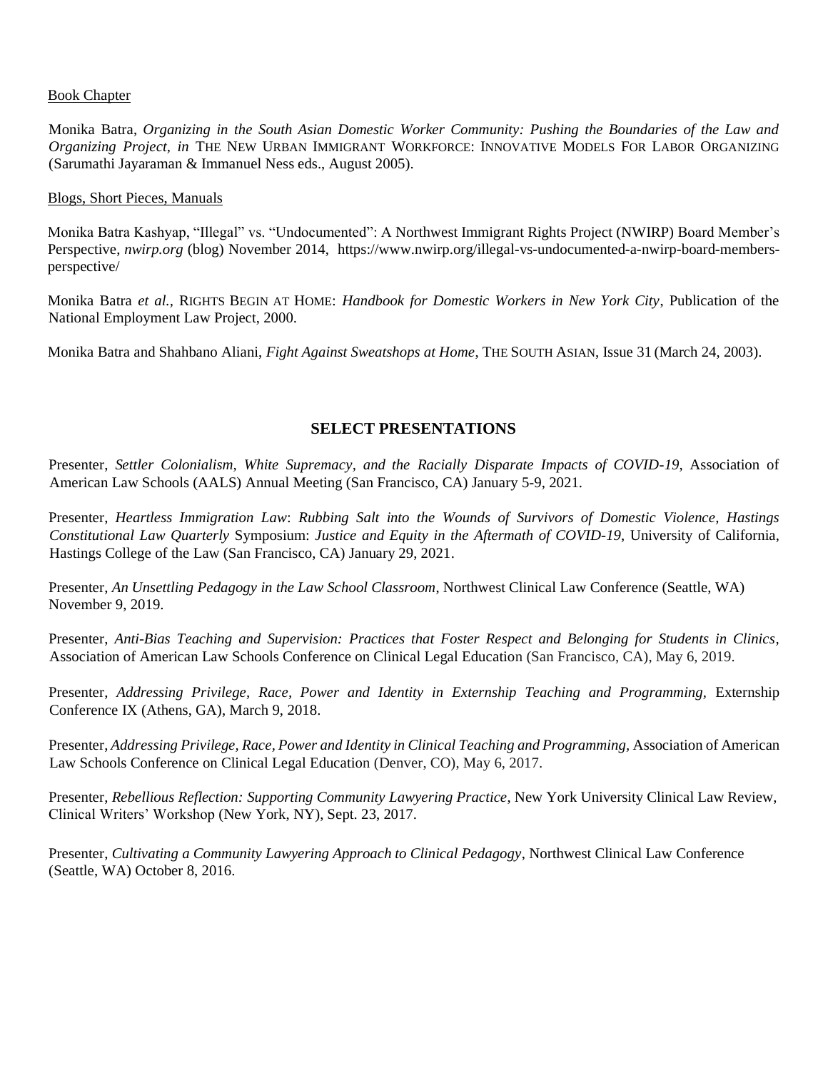Book Chapter

Monika Batra, *Organizing in the South Asian Domestic Worker Community: Pushing the Boundaries of the Law and Organizing Project*, *in* THE NEW URBAN IMMIGRANT WORKFORCE: INNOVATIVE MODELS FOR LABOR ORGANIZING (Sarumathi Jayaraman & Immanuel Ness eds., August 2005).

Blogs, Short Pieces, Manuals

Monika Batra Kashyap, "Illegal" vs. "Undocumented": A Northwest Immigrant Rights Project (NWIRP) Board Member's Perspective, *nwirp.org* (blog) November 2014, https://www.nwirp.org/illegal-vs-undocumented-a-nwirp-board-members-perspective/

Monika Batra *et al.*, RIGHTS BEGIN AT HOME: *Handbook for Domestic Workers in New York City*, Publication of the National Employment Law Project, 2000.

Monika Batra and Shahbano Aliani, *Fight Against Sweatshops at Home*, THE SOUTH ASIAN, Issue 31 (March 24, 2003).

## SELECT PRESENTATIONS

Presenter, *Settler Colonialism, White Supremacy, and the Racially Disparate Impacts of COVID-19*, Association of American Law Schools (AALS) Annual Meeting (San Francisco, CA) January 5-9, 2021.

Presenter, *Heartless Immigration Law*: *Rubbing Salt into the Wounds of Survivors of Domestic Violence, Hastings Constitutional Law Quarterly* Symposium: *Justice and Equity in the Aftermath of COVID-19*, University of California, Hastings College of the Law (San Francisco, CA) January 29, 2021.

Presenter, *An Unsettling Pedagogy in the Law School Classroom*, Northwest Clinical Law Conference (Seattle, WA) November 9, 2019.

Presenter, *Anti-Bias Teaching and Supervision: Practices that Foster Respect and Belonging for Students in Clinics*, Association of American Law Schools Conference on Clinical Legal Education (San Francisco, CA), May 6, 2019.

Presenter, *Addressing Privilege, Race, Power and Identity in Externship Teaching and Programming*, Externship Conference IX (Athens, GA), March 9, 2018.

Presenter, *Addressing Privilege, Race, Power and Identity in Clinical Teaching and Programming*, Association of American Law Schools Conference on Clinical Legal Education (Denver, CO), May 6, 2017.

Presenter, *Rebellious Reflection: Supporting Community Lawyering Practice*, New York University Clinical Law Review, Clinical Writers' Workshop (New York, NY), Sept. 23, 2017.

Presenter, *Cultivating a Community Lawyering Approach to Clinical Pedagogy*, Northwest Clinical Law Conference (Seattle, WA) October 8, 2016.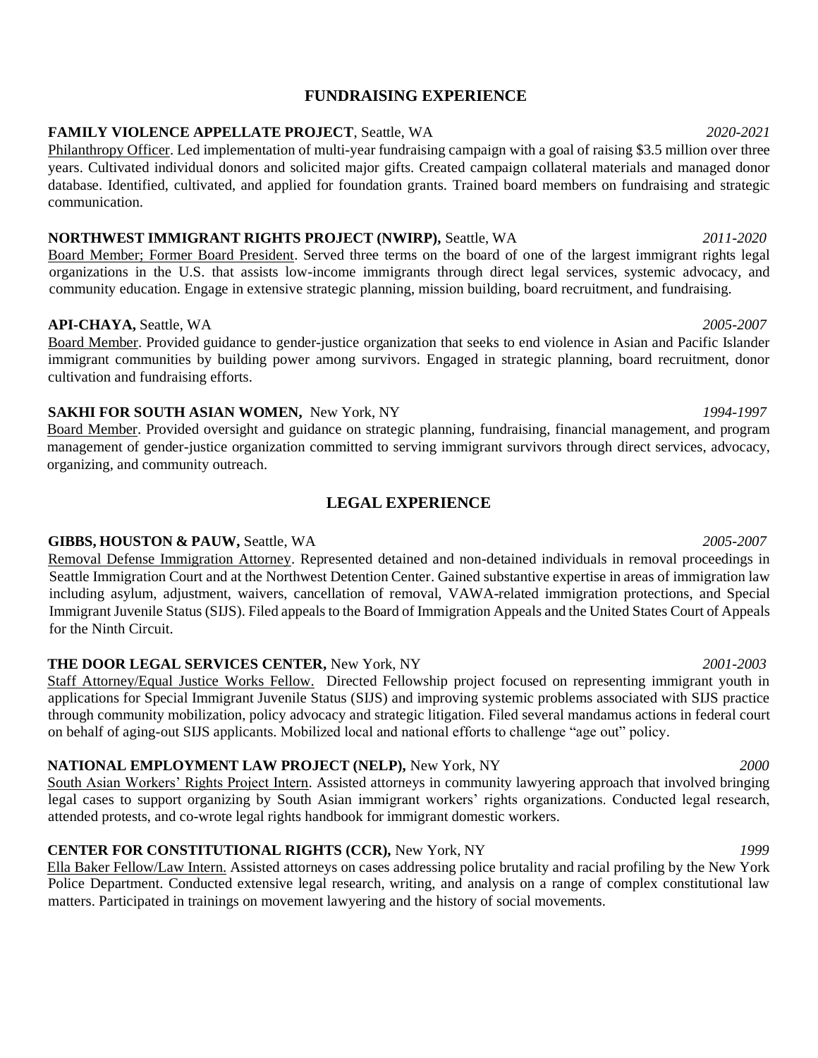## FUNDRAISING EXPERIENCE

**FAMILY VIOLENCE APPELLATE PROJECT**, Seattle, WA *2020-2021*

Philanthropy Officer. Led implementation of multi-year fundraising campaign with a goal of raising $3.5 million over three years. Cultivated individual donors and solicited major gifts. Created campaign collateral materials and managed donor database. Identified, cultivated, and applied for foundation grants. Trained board members on fundraising and strategic communication.

**NORTHWEST IMMIGRANT RIGHTS PROJECT (NWIRP),** Seattle, WA *2011-2020*

Board Member; Former Board President. Served three terms on the board of one of the largest immigrant rights legal organizations in the U.S. that assists low-income immigrants through direct legal services, systemic advocacy, and community education. Engage in extensive strategic planning, mission building, board recruitment, and fundraising.

**API-CHAYA,** Seattle, WA *2005-2007*

Board Member. Provided guidance to gender-justice organization that seeks to end violence in Asian and Pacific Islander immigrant communities by building power among survivors. Engaged in strategic planning, board recruitment, donor cultivation and fundraising efforts.

**SAKHI FOR SOUTH ASIAN WOMEN,** New York, NY *1994-1997*

Board Member. Provided oversight and guidance on strategic planning, fundraising, financial management, and program management of gender-justice organization committed to serving immigrant survivors through direct services, advocacy, organizing, and community outreach.

## LEGAL EXPERIENCE

**GIBBS, HOUSTON & PAUW,** Seattle, WA *2005-2007*

Removal Defense Immigration Attorney. Represented detained and non-detained individuals in removal proceedings in Seattle Immigration Court and at the Northwest Detention Center. Gained substantive expertise in areas of immigration law including asylum, adjustment, waivers, cancellation of removal, VAWA-related immigration protections, and Special Immigrant Juvenile Status (SIJS). Filed appeals to the Board of Immigration Appeals and the United States Court of Appeals for the Ninth Circuit.

**THE DOOR LEGAL SERVICES CENTER,** New York, NY *2001-2003*

Staff Attorney/Equal Justice Works Fellow. Directed Fellowship project focused on representing immigrant youth in applications for Special Immigrant Juvenile Status (SIJS) and improving systemic problems associated with SIJS practice through community mobilization, policy advocacy and strategic litigation. Filed several mandamus actions in federal court on behalf of aging-out SIJS applicants. Mobilized local and national efforts to challenge "age out" policy.

**NATIONAL EMPLOYMENT LAW PROJECT (NELP),** New York, NY *2000*

South Asian Workers' Rights Project Intern. Assisted attorneys in community lawyering approach that involved bringing legal cases to support organizing by South Asian immigrant workers' rights organizations. Conducted legal research, attended protests, and co-wrote legal rights handbook for immigrant domestic workers.

**CENTER FOR CONSTITUTIONAL RIGHTS (CCR),** New York, NY *1999*

Ella Baker Fellow/Law Intern. Assisted attorneys on cases addressing police brutality and racial profiling by the New York Police Department. Conducted extensive legal research, writing, and analysis on a range of complex constitutional law matters. Participated in trainings on movement lawyering and the history of social movements.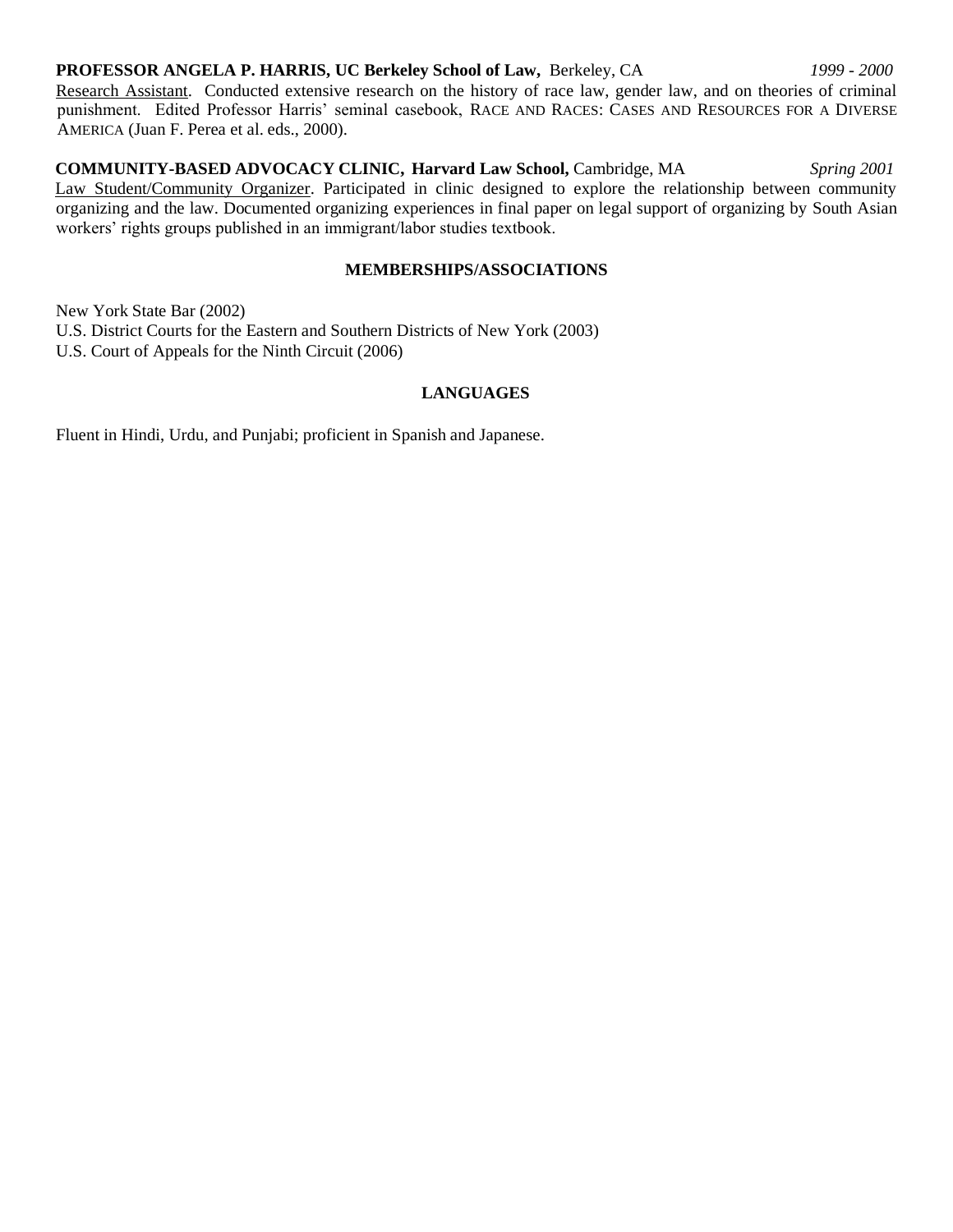**PROFESSOR ANGELA P. HARRIS, UC Berkeley School of Law,** Berkeley, CA *1999 - 2000*

Research Assistant. Conducted extensive research on the history of race law, gender law, and on theories of criminal punishment. Edited Professor Harris' seminal casebook, RACE AND RACES: CASES AND RESOURCES FOR A DIVERSE AMERICA (Juan F. Perea et al. eds., 2000).

**COMMUNITY-BASED ADVOCACY CLINIC, Harvard Law School,** Cambridge, MA *Spring 2001*

Law Student/Community Organizer. Participated in clinic designed to explore the relationship between community organizing and the law. Documented organizing experiences in final paper on legal support of organizing by South Asian workers' rights groups published in an immigrant/labor studies textbook.

## MEMBERSHIPS/ASSOCIATIONS

New York State Bar (2002)
U.S. District Courts for the Eastern and Southern Districts of New York (2003)
U.S. Court of Appeals for the Ninth Circuit (2006)

## LANGUAGES

Fluent in Hindi, Urdu, and Punjabi; proficient in Spanish and Japanese.